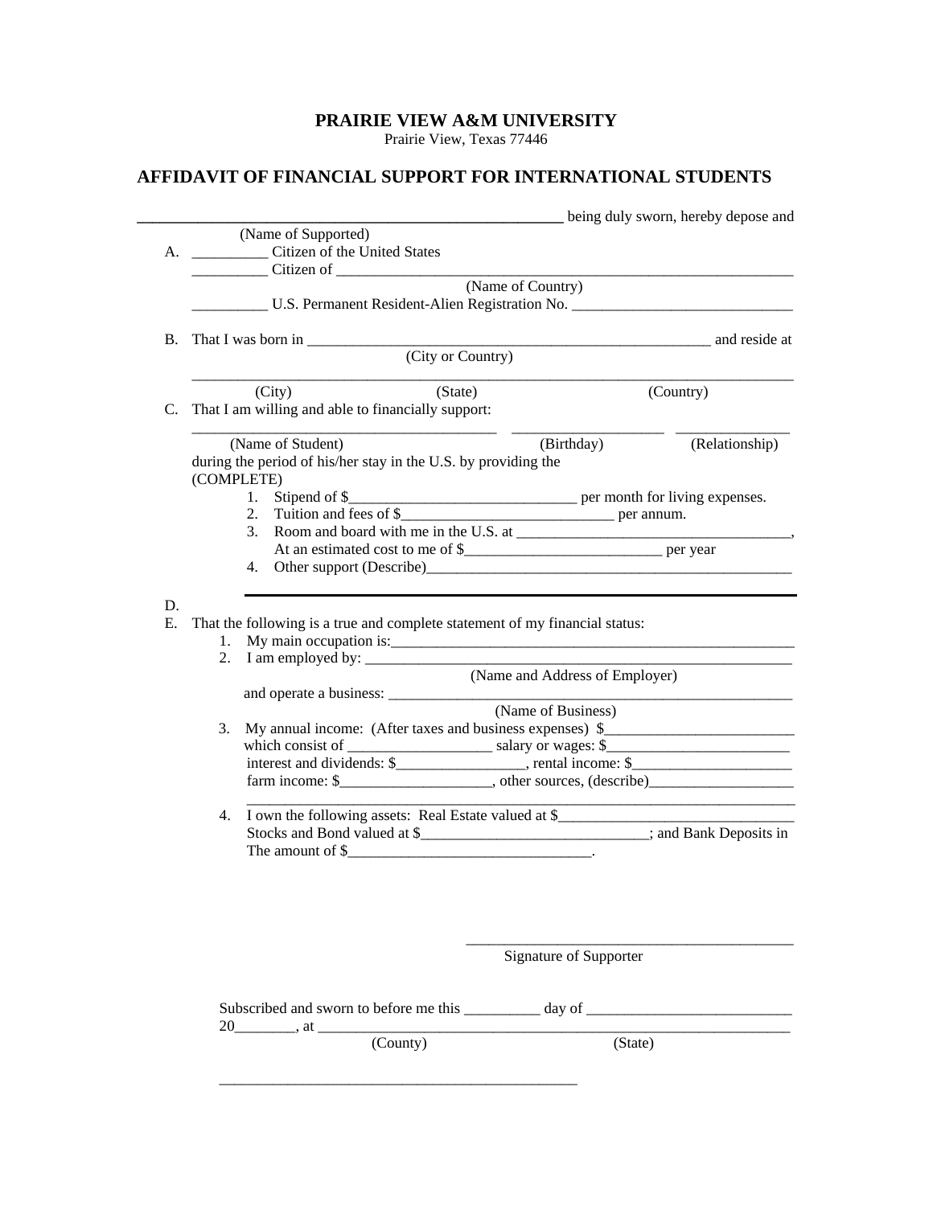**PRAIRIE VIEW A&M UNIVERSITY**
Prairie View, Texas 77446

## AFFIDAVIT OF FINANCIAL SUPPORT FOR INTERNATIONAL STUDENTS

_______________________________________________________ being duly sworn, hereby depose and
(Name of Supported)

A. __________ Citizen of the United States
__________ Citizen of _______________________________________________________________
(Name of Country)
__________ U.S. Permanent Resident-Alien Registration No. _____________________________

B. That I was born in _____________________________________________________ and reside at
(City or Country)
_________________________________________________________________________________
(City) (State) (Country)

C. That I am willing and able to financially support:
________________________________________ ____________________ _______________
(Name of Student) (Birthday) (Relationship)
during the period of his/her stay in the U.S. by providing the
(COMPLETE)
1. Stipend of $______________________________ per month for living expenses.
2. Tuition and fees of $____________________________ per annum.
3. Room and board with me in the U.S. at ____________________________________,
At an estimated cost to me of $__________________________ per year
4. Other support (Describe)__________________________________________________

D.

E. That the following is a true and complete statement of my financial status:
1. My main occupation is:________________________________________________________
2. I am employed by: ____________________________________________________________
(Name and Address of Employer)
and operate a business: _________________________________________________________
(Name of Business)
3. My annual income: (After taxes and business expenses) $_________________________
which consist of ___________________ salary or wages: $_________________________
interest and dividends: $_________________, rental income: $______________________
farm income: $____________________, other sources, (describe)___________________
_________________________________________________________________________
4. I own the following assets: Real Estate valued at $_______________________________
Stocks and Bond valued at $______________________________; and Bank Deposits in
The amount of $________________________________.

_____________________________________________
Signature of Supporter

Subscribed and sworn to before me this __________ day of ___________________________
20________, at __________________________________________________________________
(County) (State)

_______________________________________________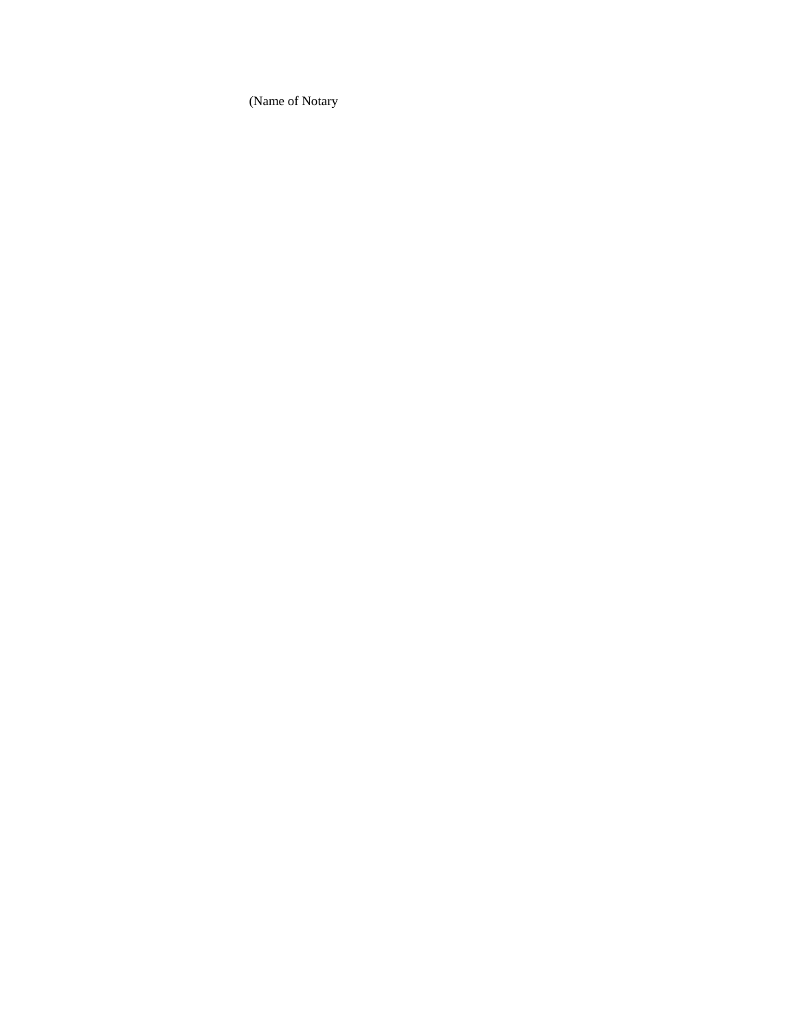(Name of Notary